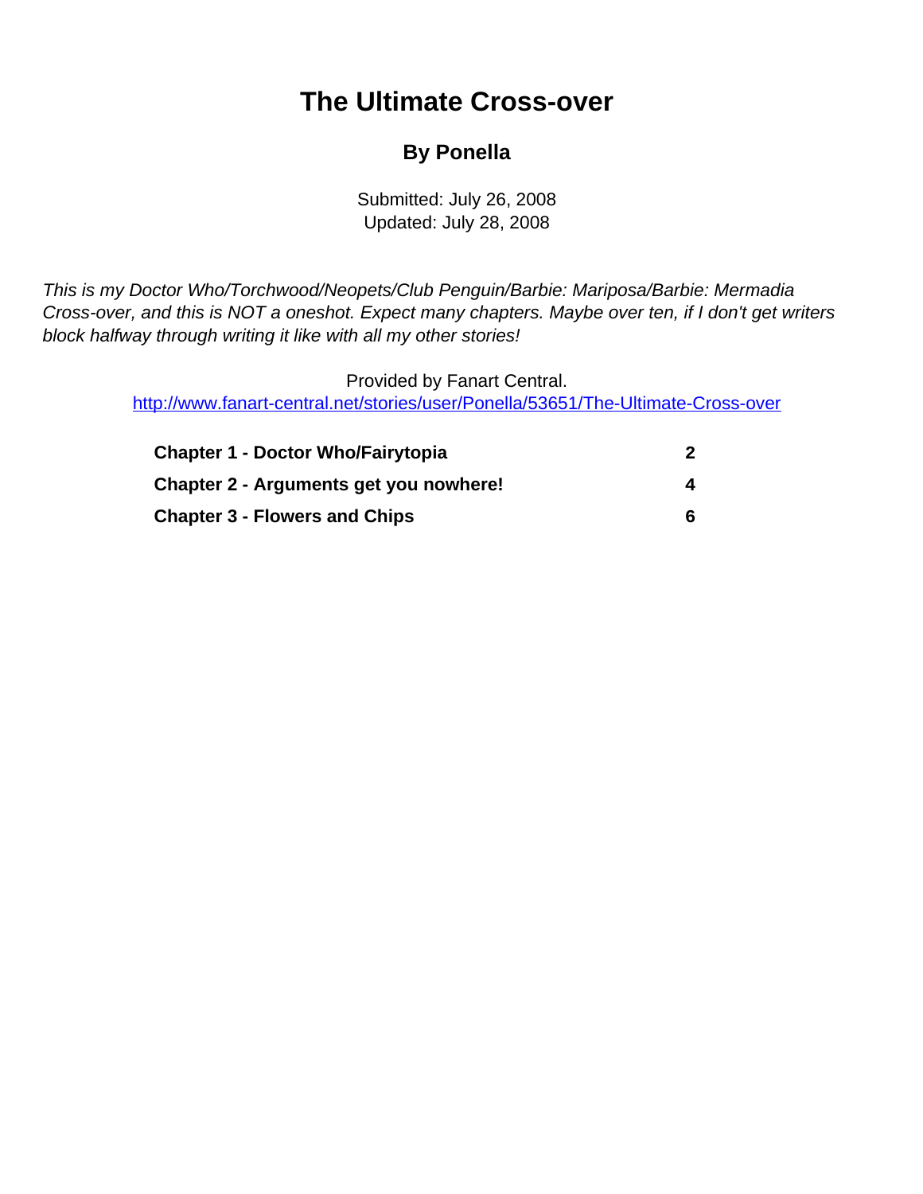# The Ultimate Cross-over

## By Ponella

Submitted: July 26, 2008
Updated: July 28, 2008

*This is my Doctor Who/Torchwood/Neopets/Club Penguin/Barbie: Mariposa/Barbie: Mermadia Cross-over, and this is NOT a oneshot. Expect many chapters. Maybe over ten, if I don't get writers block halfway through writing it like with all my other stories!*

Provided by Fanart Central.
http://www.fanart-central.net/stories/user/Ponella/53651/The-Ultimate-Cross-over

| | |
|---|---|
| **Chapter 1 - Doctor Who/Fairytopia** | **2** |
| **Chapter 2 - Arguments get you nowhere!** | **4** |
| **Chapter 3 - Flowers and Chips** | **6** |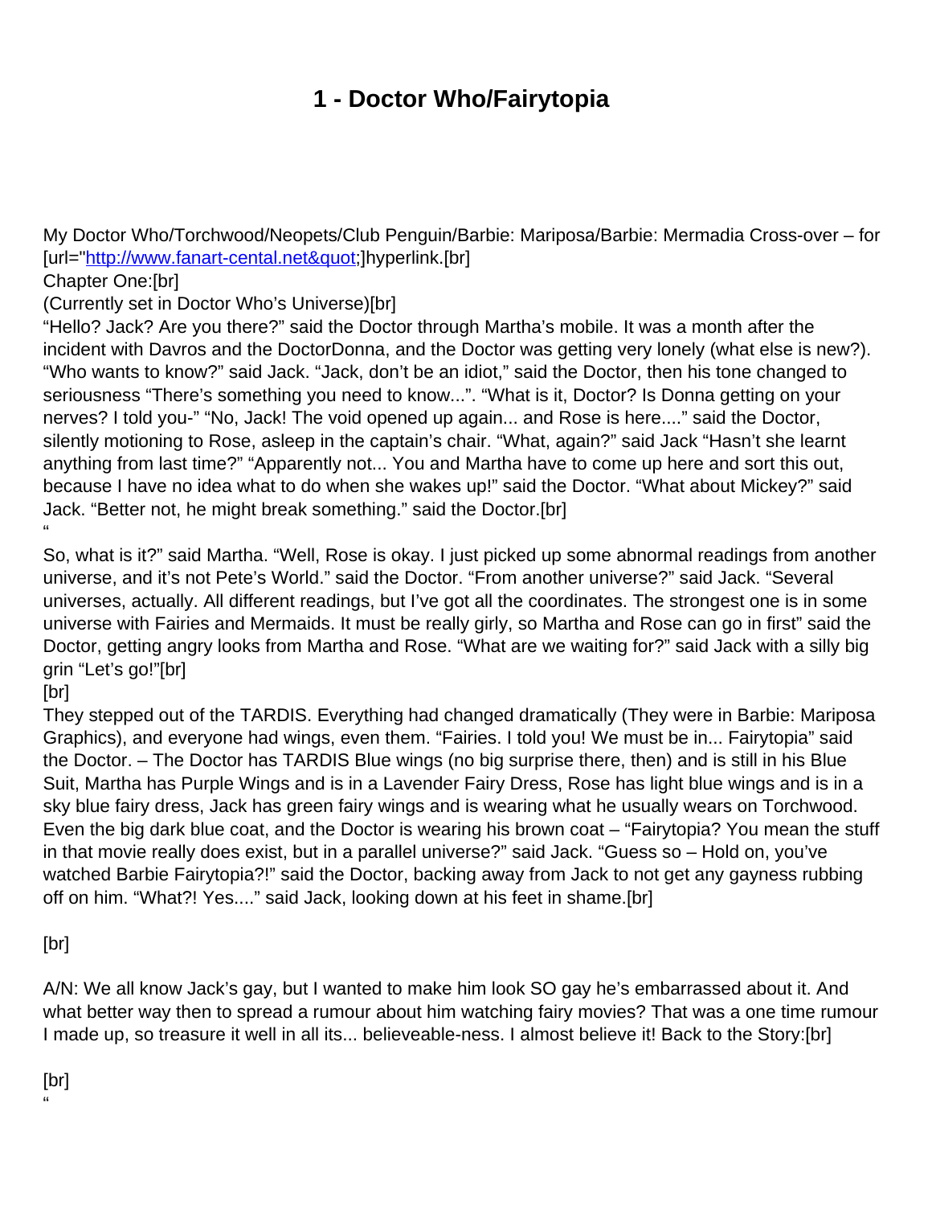# 1 - Doctor Who/Fairytopia

My Doctor Who/Torchwood/Neopets/Club Penguin/Barbie: Mariposa/Barbie: Mermadia Cross-over – for [url="http://www.fanart-cental.net&quot;]hyperlink.[br]
Chapter One:[br]
(Currently set in Doctor Who's Universe)[br]
"Hello? Jack? Are you there?" said the Doctor through Martha's mobile. It was a month after the incident with Davros and the DoctorDonna, and the Doctor was getting very lonely (what else is new?). "Who wants to know?" said Jack. "Jack, don't be an idiot," said the Doctor, then his tone changed to seriousness "There's something you need to know...". "What is it, Doctor? Is Donna getting on your nerves? I told you-" "No, Jack! The void opened up again... and Rose is here...." said the Doctor, silently motioning to Rose, asleep in the captain's chair. "What, again?" said Jack "Hasn't she learnt anything from last time?" "Apparently not... You and Martha have to come up here and sort this out, because I have no idea what to do when she wakes up!" said the Doctor. "What about Mickey?" said Jack. "Better not, he might break something." said the Doctor.[br]
"
So, what is it?" said Martha. "Well, Rose is okay. I just picked up some abnormal readings from another universe, and it's not Pete's World." said the Doctor. "From another universe?" said Jack. "Several universes, actually. All different readings, but I've got all the coordinates. The strongest one is in some universe with Fairies and Mermaids. It must be really girly, so Martha and Rose can go in first" said the Doctor, getting angry looks from Martha and Rose. "What are we waiting for?" said Jack with a silly big grin "Let's go!"[br]
[br]
They stepped out of the TARDIS. Everything had changed dramatically (They were in Barbie: Mariposa Graphics), and everyone had wings, even them. "Fairies. I told you! We must be in... Fairytopia" said the Doctor. – The Doctor has TARDIS Blue wings (no big surprise there, then) and is still in his Blue Suit, Martha has Purple Wings and is in a Lavender Fairy Dress, Rose has light blue wings and is in a sky blue fairy dress, Jack has green fairy wings and is wearing what he usually wears on Torchwood. Even the big dark blue coat, and the Doctor is wearing his brown coat – "Fairytopia? You mean the stuff in that movie really does exist, but in a parallel universe?" said Jack. "Guess so – Hold on, you've watched Barbie Fairytopia?!" said the Doctor, backing away from Jack to not get any gayness rubbing off on him. "What?! Yes...." said Jack, looking down at his feet in shame.[br]

[br]

A/N: We all know Jack's gay, but I wanted to make him look SO gay he's embarrassed about it. And what better way then to spread a rumour about him watching fairy movies? That was a one time rumour I made up, so treasure it well in all its... believeable-ness. I almost believe it! Back to the Story:[br]

[br]
"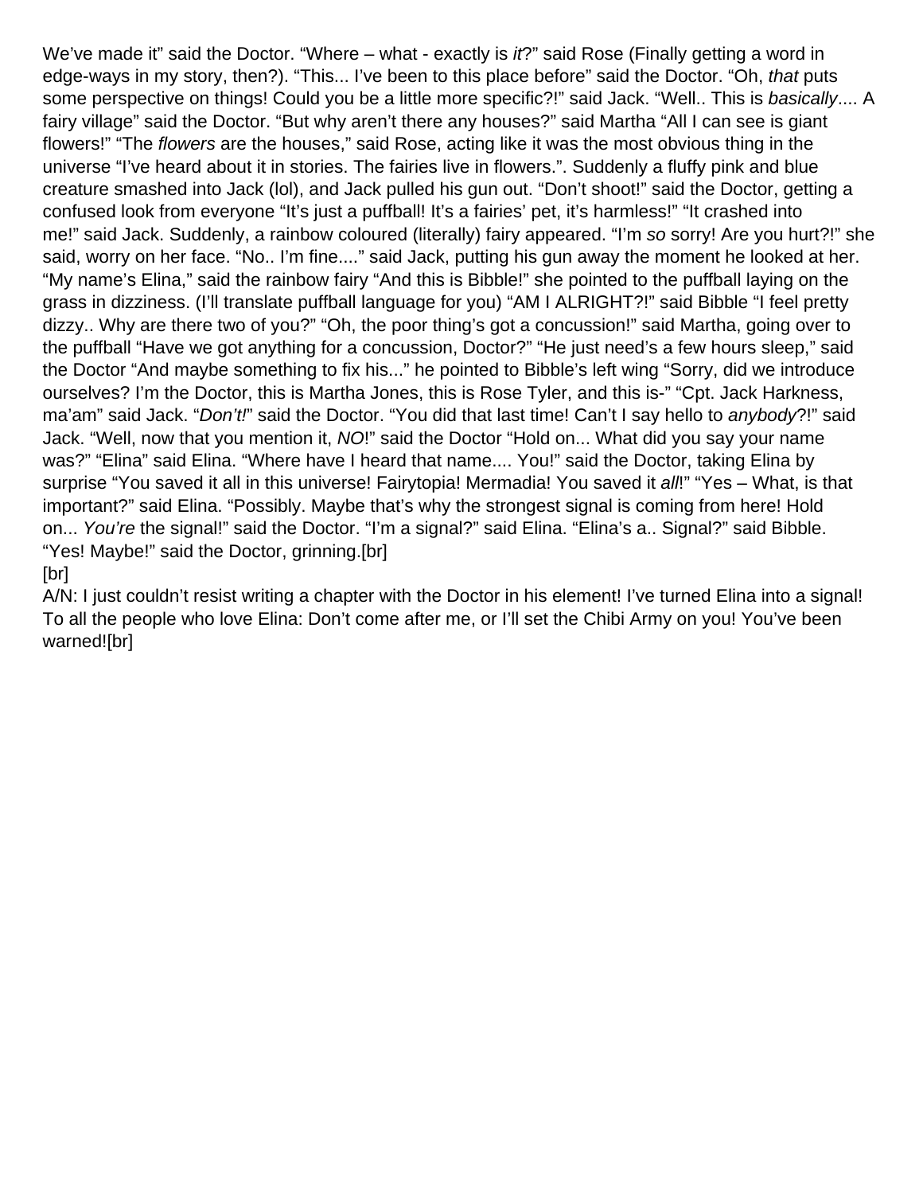We've made it" said the Doctor. "Where – what - exactly is *it*?" said Rose (Finally getting a word in edge-ways in my story, then?). "This... I've been to this place before" said the Doctor. "Oh, *that* puts some perspective on things! Could you be a little more specific?!" said Jack. "Well.. This is *basically*.... A fairy village" said the Doctor. "But why aren't there any houses?" said Martha "All I can see is giant flowers!" "The *flowers* are the houses," said Rose, acting like it was the most obvious thing in the universe "I've heard about it in stories. The fairies live in flowers.". Suddenly a fluffy pink and blue creature smashed into Jack (lol), and Jack pulled his gun out. "Don't shoot!" said the Doctor, getting a confused look from everyone "It's just a puffball! It's a fairies' pet, it's harmless!" "It crashed into me!" said Jack. Suddenly, a rainbow coloured (literally) fairy appeared. "I'm *so* sorry! Are you hurt?!" she said, worry on her face. "No.. I'm fine...." said Jack, putting his gun away the moment he looked at her. "My name's Elina," said the rainbow fairy "And this is Bibble!" she pointed to the puffball laying on the grass in dizziness. (I'll translate puffball language for you) "AM I ALRIGHT?!" said Bibble "I feel pretty dizzy.. Why are there two of you?" "Oh, the poor thing's got a concussion!" said Martha, going over to the puffball "Have we got anything for a concussion, Doctor?" "He just need's a few hours sleep," said the Doctor "And maybe something to fix his..." he pointed to Bibble's left wing "Sorry, did we introduce ourselves? I'm the Doctor, this is Martha Jones, this is Rose Tyler, and this is-" "Cpt. Jack Harkness, ma'am" said Jack. "*Don't!*" said the Doctor. "You did that last time! Can't I say hello to *anybody*?!" said Jack. "Well, now that you mention it, *NO*!" said the Doctor "Hold on... What did you say your name was?" "Elina" said Elina. "Where have I heard that name.... You!" said the Doctor, taking Elina by surprise "You saved it all in this universe! Fairytopia! Mermadia! You saved it *all*!" "Yes – What, is that important?" said Elina. "Possibly. Maybe that's why the strongest signal is coming from here! Hold on... *You're* the signal!" said the Doctor. "I'm a signal?" said Elina. "Elina's a.. Signal?" said Bibble. "Yes! Maybe!" said the Doctor, grinning.[br]
[br]
A/N: I just couldn't resist writing a chapter with the Doctor in his element! I've turned Elina into a signal! To all the people who love Elina: Don't come after me, or I'll set the Chibi Army on you! You've been warned![br]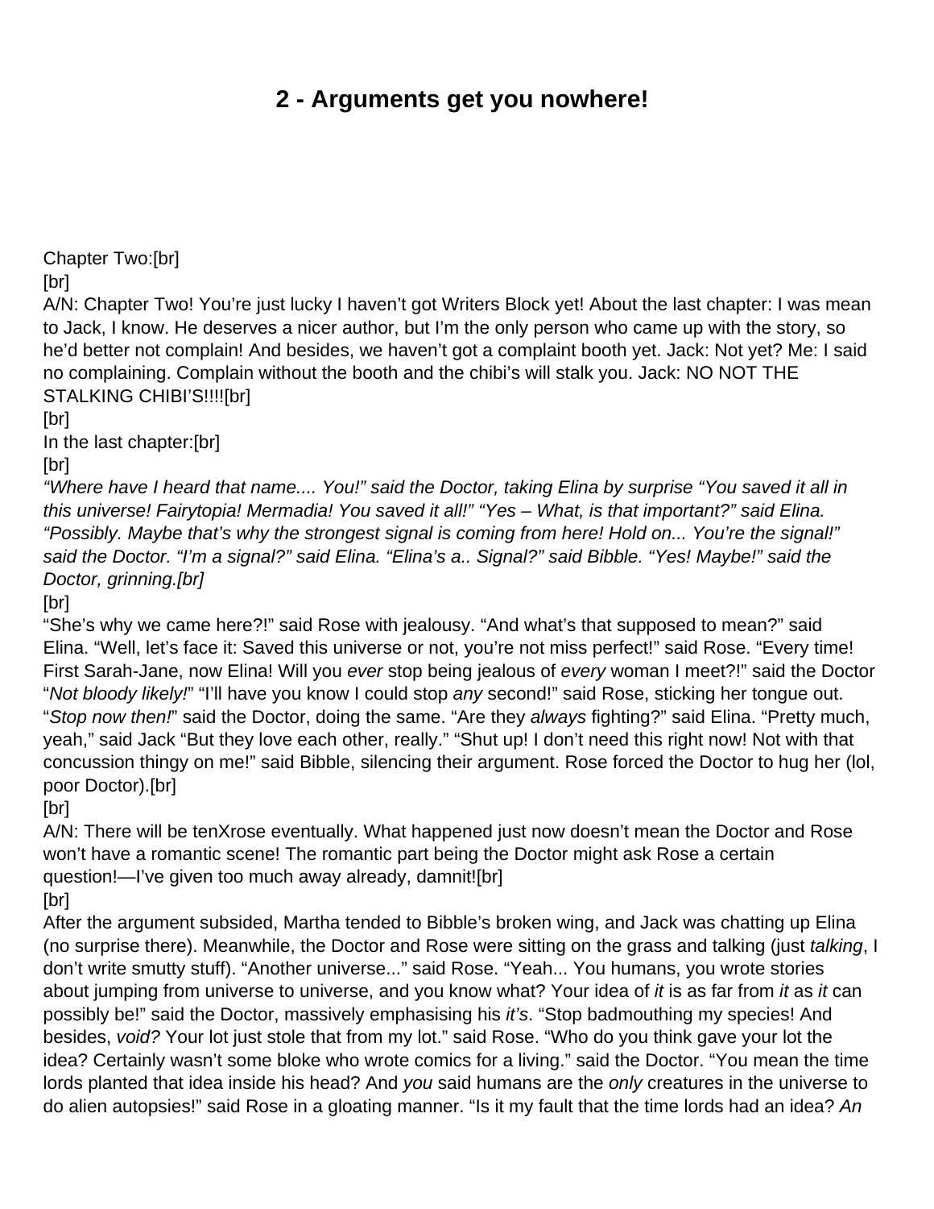# 2 - Arguments get you nowhere!

Chapter Two:[br]
[br]
A/N: Chapter Two! You're just lucky I haven't got Writers Block yet! About the last chapter: I was mean to Jack, I know. He deserves a nicer author, but I'm the only person who came up with the story, so he'd better not complain! And besides, we haven't got a complaint booth yet. Jack: Not yet? Me: I said no complaining. Complain without the booth and the chibi's will stalk you. Jack: NO NOT THE STALKING CHIBI'S!!!![br]
[br]
In the last chapter:[br]
[br]
*"Where have I heard that name.... You!" said the Doctor, taking Elina by surprise "You saved it all in this universe! Fairytopia! Mermadia! You saved it all!" "Yes – What, is that important?" said Elina. "Possibly. Maybe that's why the strongest signal is coming from here! Hold on... You're the signal!" said the Doctor. "I'm a signal?" said Elina. "Elina's a.. Signal?" said Bibble. "Yes! Maybe!" said the Doctor, grinning.[br]*
[br]
"She's why we came here?!" said Rose with jealousy. "And what's that supposed to mean?" said Elina. "Well, let's face it: Saved this universe or not, you're not miss perfect!" said Rose. "Every time! First Sarah-Jane, now Elina! Will you *ever* stop being jealous of *every* woman I meet?!" said the Doctor "*Not bloody likely!*" "I'll have you know I could stop *any* second!" said Rose, sticking her tongue out. "*Stop now then!*" said the Doctor, doing the same. "Are they *always* fighting?" said Elina. "Pretty much, yeah," said Jack "But they love each other, really." "Shut up! I don't need this right now! Not with that concussion thingy on me!" said Bibble, silencing their argument. Rose forced the Doctor to hug her (lol, poor Doctor).[br]
[br]
A/N: There will be tenXrose eventually. What happened just now doesn't mean the Doctor and Rose won't have a romantic scene! The romantic part being the Doctor might ask Rose a certain question!—I've given too much away already, damnit![br]
[br]
After the argument subsided, Martha tended to Bibble's broken wing, and Jack was chatting up Elina (no surprise there). Meanwhile, the Doctor and Rose were sitting on the grass and talking (just *talking*, I don't write smutty stuff). "Another universe..." said Rose. "Yeah... You humans, you wrote stories about jumping from universe to universe, and you know what? Your idea of *it* is as far from *it* as *it* can possibly be!" said the Doctor, massively emphasising his *it's*. "Stop badmouthing my species! And besides, *void?* Your lot just stole that from my lot." said Rose. "Who do you think gave your lot the idea? Certainly wasn't some bloke who wrote comics for a living." said the Doctor. "You mean the time lords planted that idea inside his head? And *you* said humans are the *only* creatures in the universe to do alien autopsies!" said Rose in a gloating manner. "Is it my fault that the time lords had an idea? *An*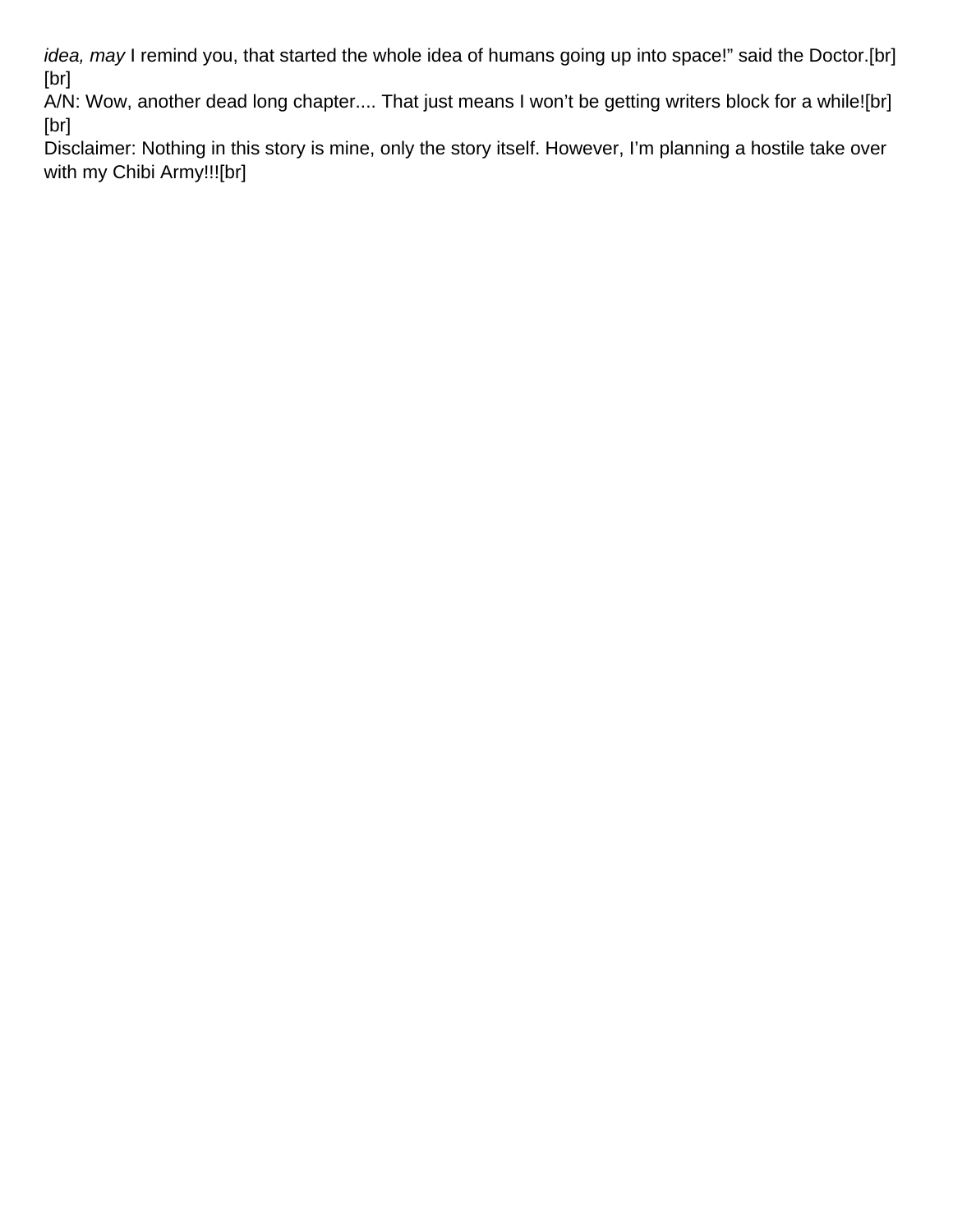*idea, may* I remind you, that started the whole idea of humans going up into space!" said the Doctor.[br]
[br]
A/N: Wow, another dead long chapter.... That just means I won't be getting writers block for a while![br]
[br]
Disclaimer: Nothing in this story is mine, only the story itself. However, I'm planning a hostile take over with my Chibi Army!!![br]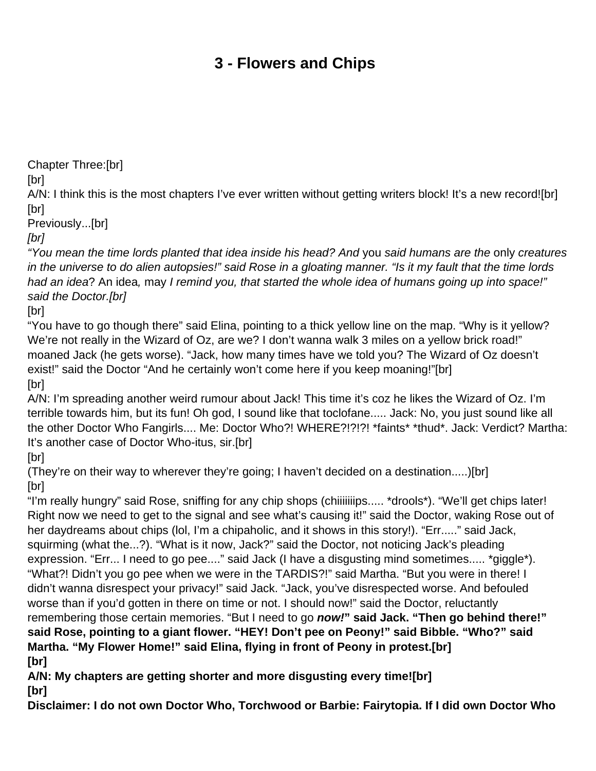# 3 - Flowers and Chips

Chapter Three:[br]
[br]
A/N: I think this is the most chapters I've ever written without getting writers block! It's a new record![br]
[br]
Previously...[br]
*[br]*
*"You mean the time lords planted that idea inside his head? And* you *said humans are the* only *creatures in the universe to do alien autopsies!" said Rose in a gloating manner. "Is it my fault that the time lords had an idea*? An idea*,* may *I remind you, that started the whole idea of humans going up into space!" said the Doctor.[br]*
[br]
"You have to go though there" said Elina, pointing to a thick yellow line on the map. "Why is it yellow? We're not really in the Wizard of Oz, are we? I don't wanna walk 3 miles on a yellow brick road!" moaned Jack (he gets worse). "Jack, how many times have we told you? The Wizard of Oz doesn't exist!" said the Doctor "And he certainly won't come here if you keep moaning!"[br]
[br]
A/N: I'm spreading another weird rumour about Jack! This time it's coz he likes the Wizard of Oz. I'm terrible towards him, but its fun! Oh god, I sound like that toclofane..... Jack: No, you just sound like all the other Doctor Who Fangirls.... Me: Doctor Who?! WHERE?!?!?! *faints* *thud*. Jack: Verdict? Martha: It's another case of Doctor Who-itus, sir.[br]
[br]
(They're on their way to wherever they're going; I haven't decided on a destination.....)[br]
[br]
"I'm really hungry" said Rose, sniffing for any chip shops (chiiiiiiips..... *drools*). "We'll get chips later! Right now we need to get to the signal and see what's causing it!" said the Doctor, waking Rose out of her daydreams about chips (lol, I'm a chipaholic, and it shows in this story!). "Err....." said Jack, squirming (what the...?). "What is it now, Jack?" said the Doctor, not noticing Jack's pleading expression. "Err... I need to go pee...." said Jack (I have a disgusting mind sometimes..... *giggle*). "What?! Didn't you go pee when we were in the TARDIS?!" said Martha. "But you were in there! I didn't wanna disrespect your privacy!" said Jack. "Jack, you've disrespected worse. And befouled worse than if you'd gotten in there on time or not. I should now!" said the Doctor, reluctantly remembering those certain memories. "But I need to go ***now!*** **" said Jack. "Then go behind there!" said Rose, pointing to a giant flower. "HEY! Don't pee on Peony!" said Bibble. "Who?" said Martha. "My Flower Home!" said Elina, flying in front of Peony in protest.[br]**
**[br]**
**A/N: My chapters are getting shorter and more disgusting every time![br]**
**[br]**
**Disclaimer: I do not own Doctor Who, Torchwood or Barbie: Fairytopia. If I did own Doctor Who**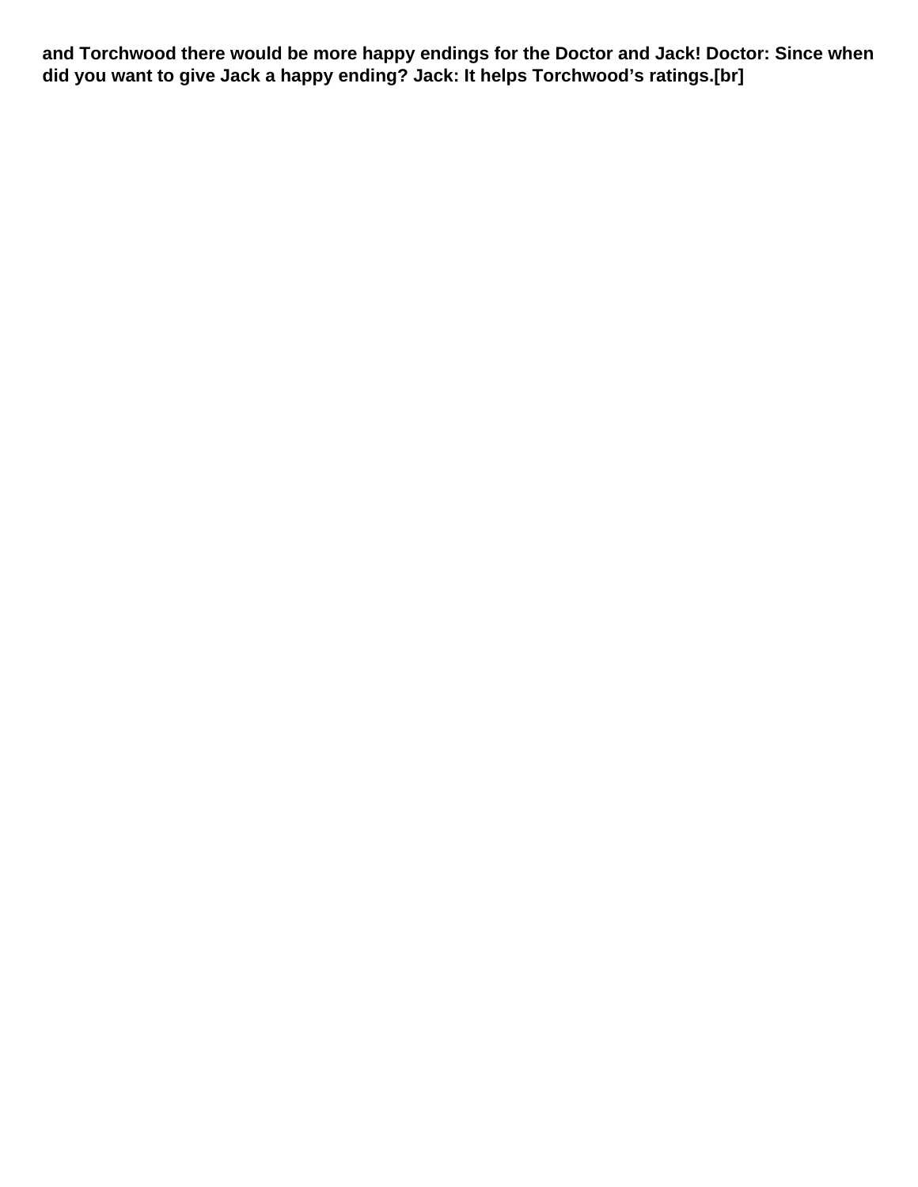**and Torchwood there would be more happy endings for the Doctor and Jack! Doctor: Since when did you want to give Jack a happy ending? Jack: It helps Torchwood's ratings.[br]**